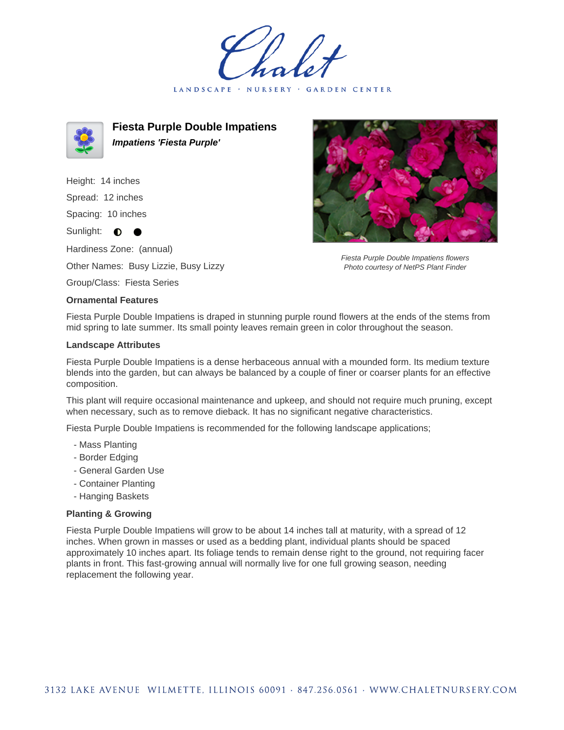# Fiesta Purple Double Impatiens

***Impatiens 'Fiesta Purple'***

Height: 14 inches

Spread: 12 inches

Spacing: 10 inches

Sunlight: ◐ ●

Hardiness Zone: (annual)

Other Names: Busy Lizzie, Busy Lizzy

Group/Class: Fiesta Series

*Fiesta Purple Double Impatiens flowers*
*Photo courtesy of NetPS Plant Finder*

### Ornamental Features

Fiesta Purple Double Impatiens is draped in stunning purple round flowers at the ends of the stems from mid spring to late summer. Its small pointy leaves remain green in color throughout the season.

### Landscape Attributes

Fiesta Purple Double Impatiens is a dense herbaceous annual with a mounded form. Its medium texture blends into the garden, but can always be balanced by a couple of finer or coarser plants for an effective composition.

This plant will require occasional maintenance and upkeep, and should not require much pruning, except when necessary, such as to remove dieback. It has no significant negative characteristics.

Fiesta Purple Double Impatiens is recommended for the following landscape applications;

- Mass Planting
- Border Edging
- General Garden Use
- Container Planting
- Hanging Baskets

### Planting & Growing

Fiesta Purple Double Impatiens will grow to be about 14 inches tall at maturity, with a spread of 12 inches. When grown in masses or used as a bedding plant, individual plants should be spaced approximately 10 inches apart. Its foliage tends to remain dense right to the ground, not requiring facer plants in front. This fast-growing annual will normally live for one full growing season, needing replacement the following year.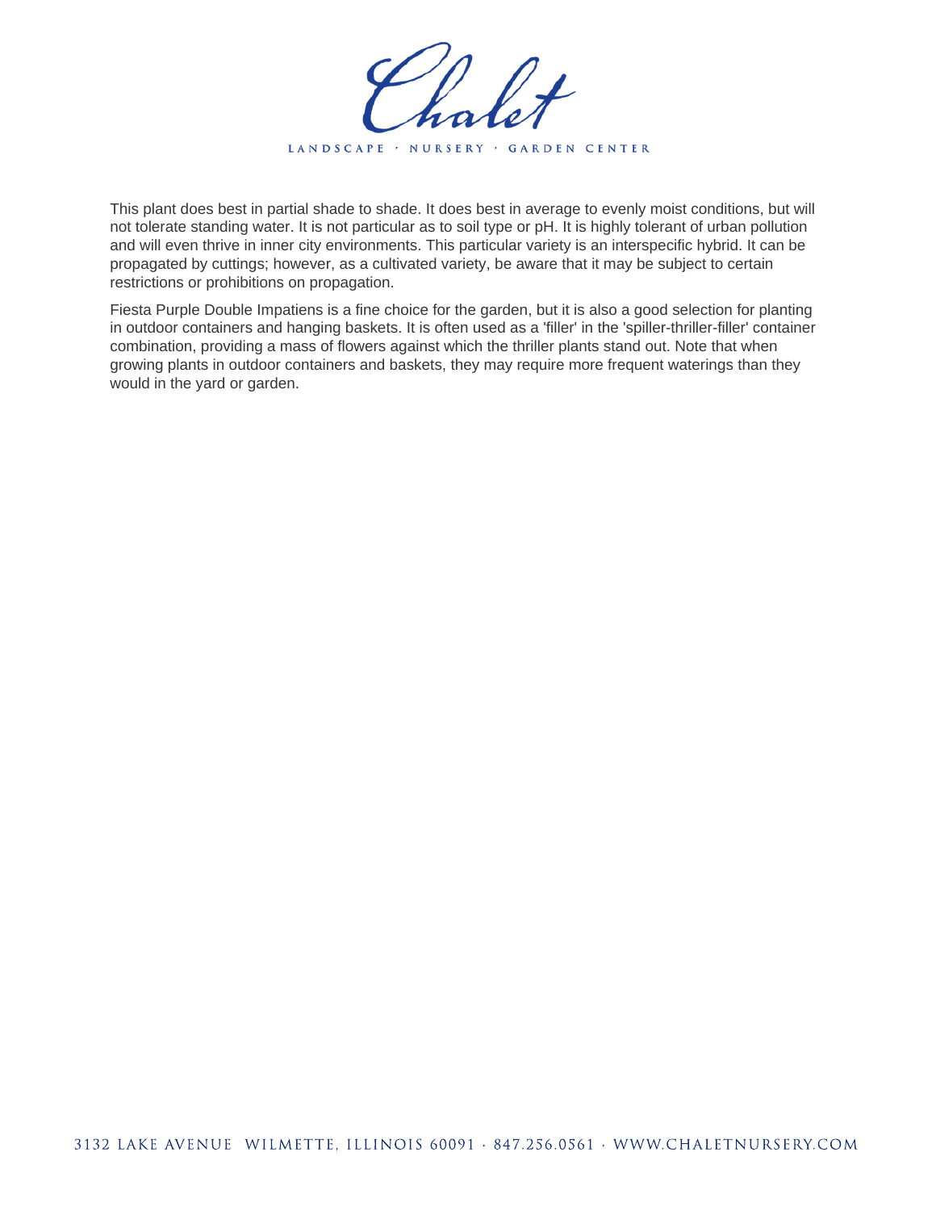This plant does best in partial shade to shade. It does best in average to evenly moist conditions, but will not tolerate standing water. It is not particular as to soil type or pH. It is highly tolerant of urban pollution and will even thrive in inner city environments. This particular variety is an interspecific hybrid. It can be propagated by cuttings; however, as a cultivated variety, be aware that it may be subject to certain restrictions or prohibitions on propagation.

Fiesta Purple Double Impatiens is a fine choice for the garden, but it is also a good selection for planting in outdoor containers and hanging baskets. It is often used as a 'filler' in the 'spiller-thriller-filler' container combination, providing a mass of flowers against which the thriller plants stand out. Note that when growing plants in outdoor containers and baskets, they may require more frequent waterings than they would in the yard or garden.